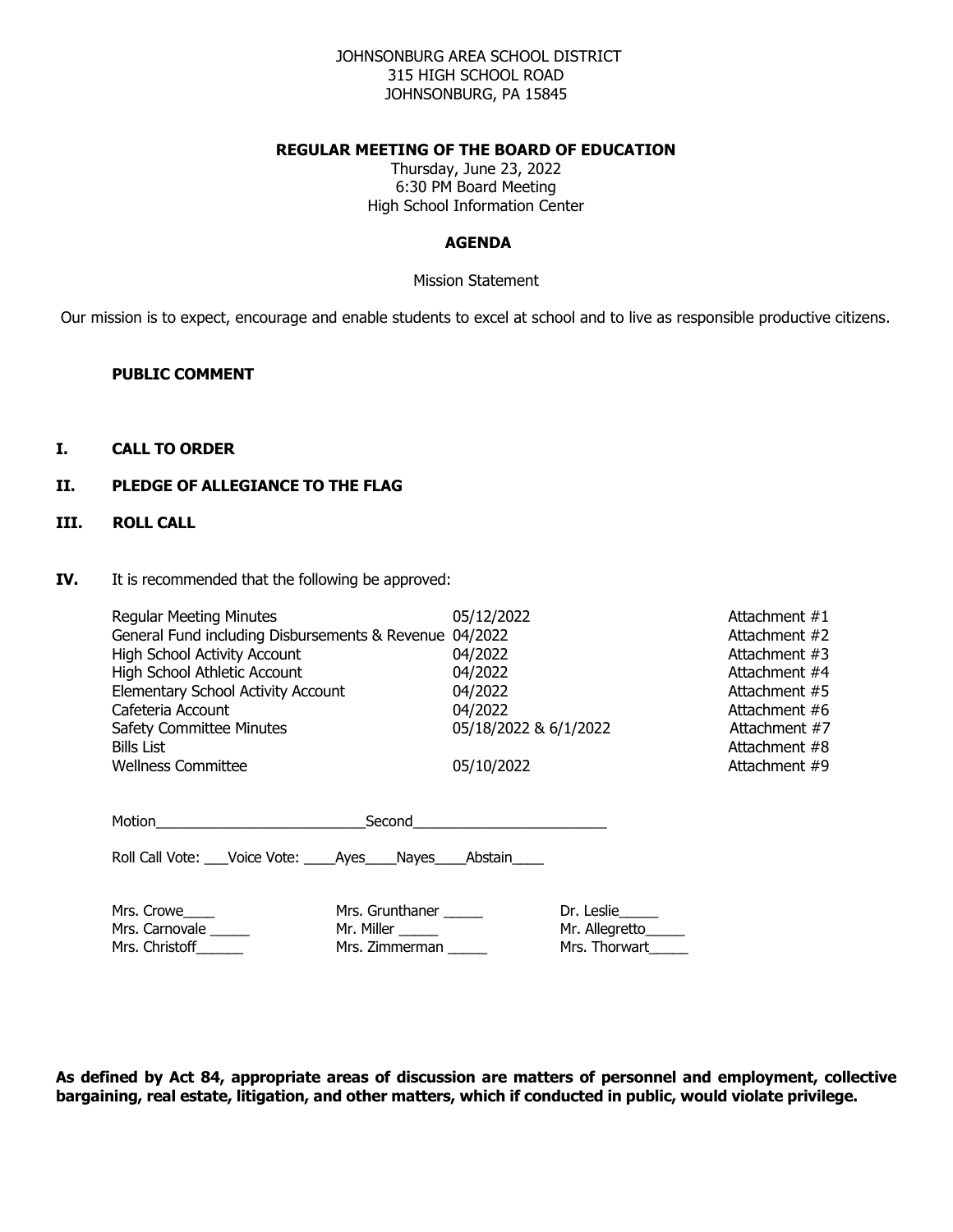JOHNSONBURG AREA SCHOOL DISTRICT
315 HIGH SCHOOL ROAD
JOHNSONBURG, PA 15845

**REGULAR MEETING OF THE BOARD OF EDUCATION**

Thursday, June 23, 2022
6:30 PM Board Meeting
High School Information Center

**AGENDA**

Mission Statement

Our mission is to expect, encourage and enable students to excel at school and to live as responsible productive citizens.

**PUBLIC COMMENT**

**I. CALL TO ORDER**

**II. PLEDGE OF ALLEGIANCE TO THE FLAG**

**III. ROLL CALL**

**IV.** It is recommended that the following be approved:

| | | |
|---|---|---|
| Regular Meeting Minutes | 05/12/2022 | Attachment #1 |
| General Fund including Disbursements & Revenue | 04/2022 | Attachment #2 |
| High School Activity Account | 04/2022 | Attachment #3 |
| High School Athletic Account | 04/2022 | Attachment #4 |
| Elementary School Activity Account | 04/2022 | Attachment #5 |
| Cafeteria Account | 04/2022 | Attachment #6 |
| Safety Committee Minutes | 05/18/2022 & 6/1/2022 | Attachment #7 |
| Bills List | | Attachment #8 |
| Wellness Committee | 05/10/2022 | Attachment #9 |

Motion__________________________Second________________________

Roll Call Vote: ___Voice Vote: ____Ayes____Nayes____Abstain____

| | | |
|---|---|---|
| Mrs. Crowe____ | Mrs. Grunthaner _____ | Dr. Leslie_____ |
| Mrs. Carnovale _____ | Mr. Miller _____ | Mr. Allegretto_____ |
| Mrs. Christoff______ | Mrs. Zimmerman _____ | Mrs. Thorwart_____ |

**As defined by Act 84, appropriate areas of discussion are matters of personnel and employment, collective bargaining, real estate, litigation, and other matters, which if conducted in public, would violate privilege.**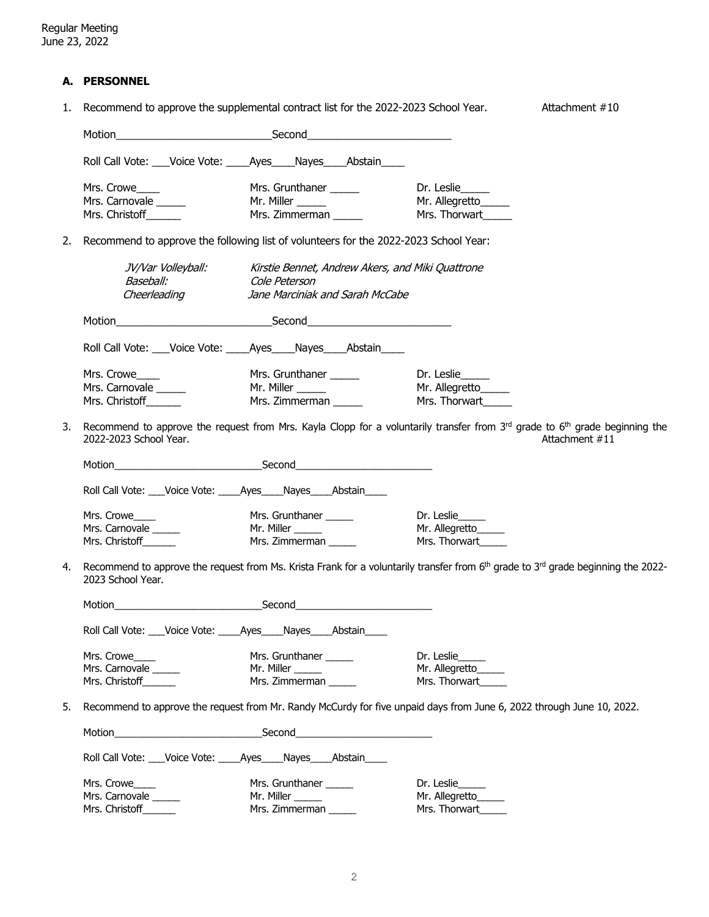Regular Meeting
June 23, 2022

## A. PERSONNEL

1. Recommend to approve the supplemental contract list for the 2022-2023 School Year. Attachment #10

   Motion___________________________Second_________________________

   Roll Call Vote: ___Voice Vote: ____Ayes____Nayes____Abstain____

   | | | |
   |---|---|---|
   | Mrs. Crowe____ | Mrs. Grunthaner _____ | Dr. Leslie_____ |
   | Mrs. Carnovale _____ | Mr. Miller _____ | Mr. Allegretto_____ |
   | Mrs. Christoff______ | Mrs. Zimmerman _____ | Mrs. Thorwart_____ |

2. Recommend to approve the following list of volunteers for the 2022-2023 School Year:

   | | |
   |---|---|
   | *JV/Var Volleyball:* | *Kirstie Bennet, Andrew Akers, and Miki Quattrone* |
   | *Baseball:* | *Cole Peterson* |
   | *Cheerleading* | *Jane Marciniak and Sarah McCabe* |

   Motion___________________________Second_________________________

   Roll Call Vote: ___Voice Vote: ____Ayes____Nayes____Abstain____

   | | | |
   |---|---|---|
   | Mrs. Crowe____ | Mrs. Grunthaner _____ | Dr. Leslie_____ |
   | Mrs. Carnovale _____ | Mr. Miller _____ | Mr. Allegretto_____ |
   | Mrs. Christoff______ | Mrs. Zimmerman _____ | Mrs. Thorwart_____ |

3. Recommend to approve the request from Mrs. Kayla Clopp for a voluntarily transfer from 3rd grade to 6th grade beginning the 2022-2023 School Year. Attachment #11

   Motion___________________________Second_________________________

   Roll Call Vote: ___Voice Vote: ____Ayes____Nayes____Abstain____

   | | | |
   |---|---|---|
   | Mrs. Crowe____ | Mrs. Grunthaner _____ | Dr. Leslie_____ |
   | Mrs. Carnovale _____ | Mr. Miller _____ | Mr. Allegretto_____ |
   | Mrs. Christoff______ | Mrs. Zimmerman _____ | Mrs. Thorwart_____ |

4. Recommend to approve the request from Ms. Krista Frank for a voluntarily transfer from 6th grade to 3rd grade beginning the 2022-2023 School Year.

   Motion___________________________Second_________________________

   Roll Call Vote: ___Voice Vote: ____Ayes____Nayes____Abstain____

   | | | |
   |---|---|---|
   | Mrs. Crowe____ | Mrs. Grunthaner _____ | Dr. Leslie_____ |
   | Mrs. Carnovale _____ | Mr. Miller _____ | Mr. Allegretto_____ |
   | Mrs. Christoff______ | Mrs. Zimmerman _____ | Mrs. Thorwart_____ |

5. Recommend to approve the request from Mr. Randy McCurdy for five unpaid days from June 6, 2022 through June 10, 2022.

   Motion___________________________Second_________________________

   Roll Call Vote: ___Voice Vote: ____Ayes____Nayes____Abstain____

   | | | |
   |---|---|---|
   | Mrs. Crowe____ | Mrs. Grunthaner _____ | Dr. Leslie_____ |
   | Mrs. Carnovale _____ | Mr. Miller _____ | Mr. Allegretto_____ |
   | Mrs. Christoff______ | Mrs. Zimmerman _____ | Mrs. Thorwart_____ |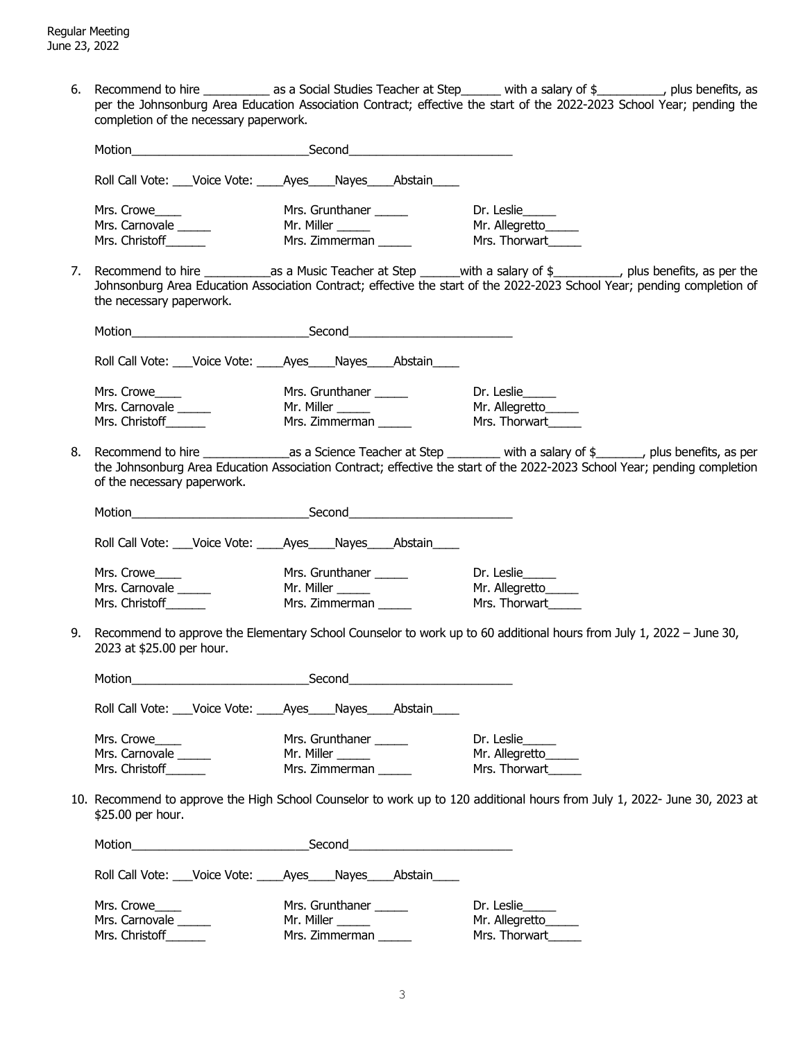6. Recommend to hire __________ as a Social Studies Teacher at Step______ with a salary of $__________, plus benefits, as per the Johnsonburg Area Education Association Contract; effective the start of the 2022-2023 School Year; pending the completion of the necessary paperwork.

   Motion___________________________Second_________________________

   Roll Call Vote: ___Voice Vote: ____Ayes____Nayes____Abstain____

   | | | |
   |---|---|---|
   | Mrs. Crowe____ | Mrs. Grunthaner _____ | Dr. Leslie_____ |
   | Mrs. Carnovale _____ | Mr. Miller _____ | Mr. Allegretto_____ |
   | Mrs. Christoff______ | Mrs. Zimmerman _____ | Mrs. Thorwart_____ |

7. Recommend to hire __________as a Music Teacher at Step ______with a salary of $__________, plus benefits, as per the Johnsonburg Area Education Association Contract; effective the start of the 2022-2023 School Year; pending completion of the necessary paperwork.

   Motion___________________________Second_________________________

   Roll Call Vote: ___Voice Vote: ____Ayes____Nayes____Abstain____

   | | | |
   |---|---|---|
   | Mrs. Crowe____ | Mrs. Grunthaner _____ | Dr. Leslie_____ |
   | Mrs. Carnovale _____ | Mr. Miller _____ | Mr. Allegretto_____ |
   | Mrs. Christoff______ | Mrs. Zimmerman _____ | Mrs. Thorwart_____ |

8. Recommend to hire _____________as a Science Teacher at Step ________ with a salary of $_______, plus benefits, as per the Johnsonburg Area Education Association Contract; effective the start of the 2022-2023 School Year; pending completion of the necessary paperwork.

   Motion___________________________Second_________________________

   Roll Call Vote: ___Voice Vote: ____Ayes____Nayes____Abstain____

   | | | |
   |---|---|---|
   | Mrs. Crowe____ | Mrs. Grunthaner _____ | Dr. Leslie_____ |
   | Mrs. Carnovale _____ | Mr. Miller _____ | Mr. Allegretto_____ |
   | Mrs. Christoff______ | Mrs. Zimmerman _____ | Mrs. Thorwart_____ |

9. Recommend to approve the Elementary School Counselor to work up to 60 additional hours from July 1, 2022 – June 30, 2023 at $25.00 per hour.

   Motion___________________________Second_________________________

   Roll Call Vote: ___Voice Vote: ____Ayes____Nayes____Abstain____

   | | | |
   |---|---|---|
   | Mrs. Crowe____ | Mrs. Grunthaner _____ | Dr. Leslie_____ |
   | Mrs. Carnovale _____ | Mr. Miller _____ | Mr. Allegretto_____ |
   | Mrs. Christoff______ | Mrs. Zimmerman _____ | Mrs. Thorwart_____ |

10. Recommend to approve the High School Counselor to work up to 120 additional hours from July 1, 2022- June 30, 2023 at $25.00 per hour.

    Motion___________________________Second_________________________

    Roll Call Vote: ___Voice Vote: ____Ayes____Nayes____Abstain____

    | | | |
    |---|---|---|
    | Mrs. Crowe____ | Mrs. Grunthaner _____ | Dr. Leslie_____ |
    | Mrs. Carnovale _____ | Mr. Miller _____ | Mr. Allegretto_____ |
    | Mrs. Christoff______ | Mrs. Zimmerman _____ | Mrs. Thorwart_____ |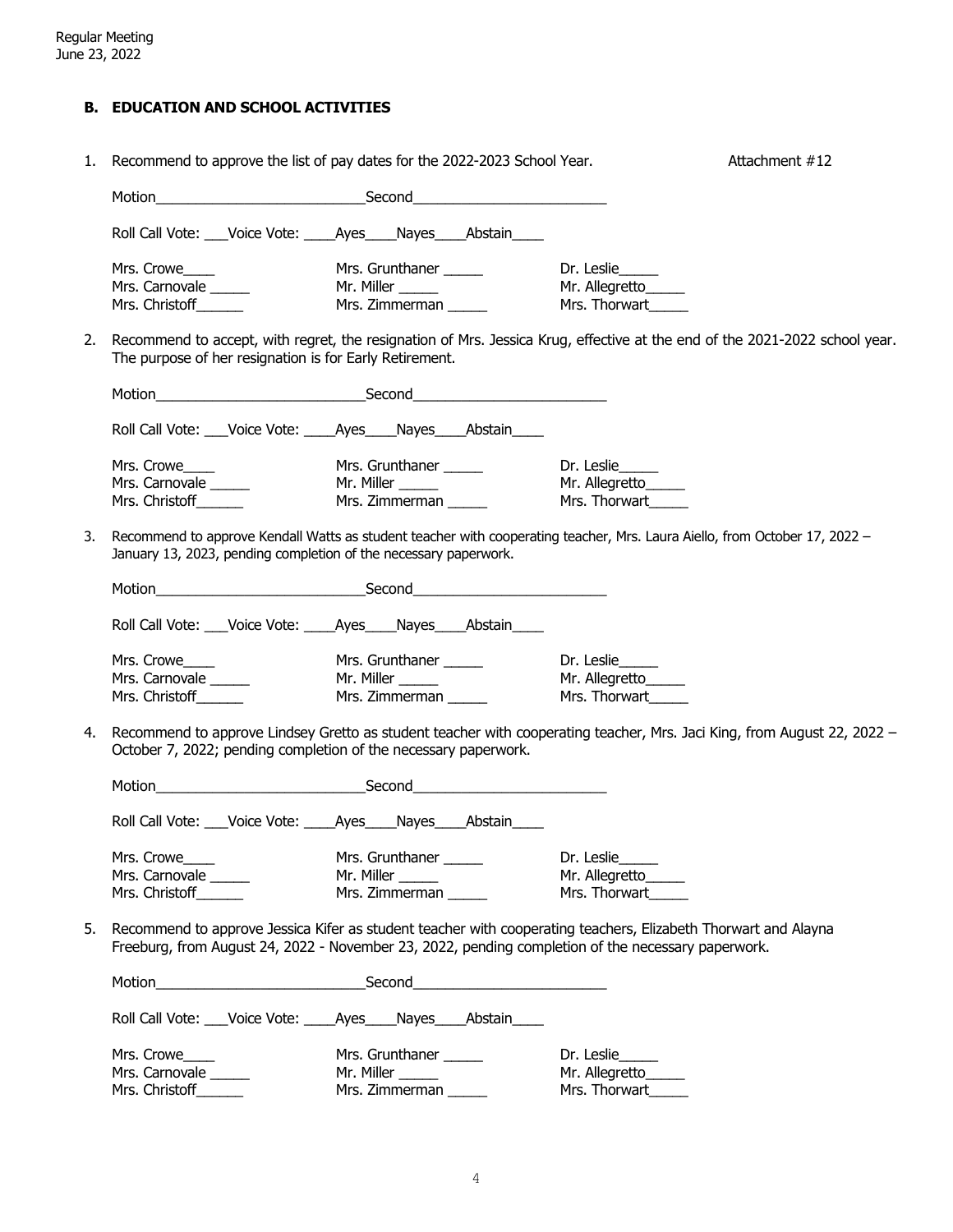Regular Meeting
June 23, 2022

### B. EDUCATION AND SCHOOL ACTIVITIES

1. Recommend to approve the list of pay dates for the 2022-2023 School Year. Attachment #12

   Motion___________________________Second_________________________

   Roll Call Vote: ___Voice Vote: ____Ayes____Nayes____Abstain____

   | | | |
   |---|---|---|
   | Mrs. Crowe____ | Mrs. Grunthaner _____ | Dr. Leslie_____ |
   | Mrs. Carnovale _____ | Mr. Miller _____ | Mr. Allegretto_____ |
   | Mrs. Christoff______ | Mrs. Zimmerman _____ | Mrs. Thorwart_____ |

2. Recommend to accept, with regret, the resignation of Mrs. Jessica Krug, effective at the end of the 2021-2022 school year. The purpose of her resignation is for Early Retirement.

   Motion___________________________Second_________________________

   Roll Call Vote: ___Voice Vote: ____Ayes____Nayes____Abstain____

   | | | |
   |---|---|---|
   | Mrs. Crowe____ | Mrs. Grunthaner _____ | Dr. Leslie_____ |
   | Mrs. Carnovale _____ | Mr. Miller _____ | Mr. Allegretto_____ |
   | Mrs. Christoff______ | Mrs. Zimmerman _____ | Mrs. Thorwart_____ |

3. Recommend to approve Kendall Watts as student teacher with cooperating teacher, Mrs. Laura Aiello, from October 17, 2022 – January 13, 2023, pending completion of the necessary paperwork.

   Motion___________________________Second_________________________

   Roll Call Vote: ___Voice Vote: ____Ayes____Nayes____Abstain____

   | | | |
   |---|---|---|
   | Mrs. Crowe____ | Mrs. Grunthaner _____ | Dr. Leslie_____ |
   | Mrs. Carnovale _____ | Mr. Miller _____ | Mr. Allegretto_____ |
   | Mrs. Christoff______ | Mrs. Zimmerman _____ | Mrs. Thorwart_____ |

4. Recommend to approve Lindsey Gretto as student teacher with cooperating teacher, Mrs. Jaci King, from August 22, 2022 – October 7, 2022; pending completion of the necessary paperwork.

   Motion___________________________Second_________________________

   Roll Call Vote: ___Voice Vote: ____Ayes____Nayes____Abstain____

   | | | |
   |---|---|---|
   | Mrs. Crowe____ | Mrs. Grunthaner _____ | Dr. Leslie_____ |
   | Mrs. Carnovale _____ | Mr. Miller _____ | Mr. Allegretto_____ |
   | Mrs. Christoff______ | Mrs. Zimmerman _____ | Mrs. Thorwart_____ |

5. Recommend to approve Jessica Kifer as student teacher with cooperating teachers, Elizabeth Thorwart and Alayna Freeburg, from August 24, 2022 - November 23, 2022, pending completion of the necessary paperwork.

   Motion___________________________Second_________________________

   Roll Call Vote: ___Voice Vote: ____Ayes____Nayes____Abstain____

   | | | |
   |---|---|---|
   | Mrs. Crowe____ | Mrs. Grunthaner _____ | Dr. Leslie_____ |
   | Mrs. Carnovale _____ | Mr. Miller _____ | Mr. Allegretto_____ |
   | Mrs. Christoff______ | Mrs. Zimmerman _____ | Mrs. Thorwart_____ |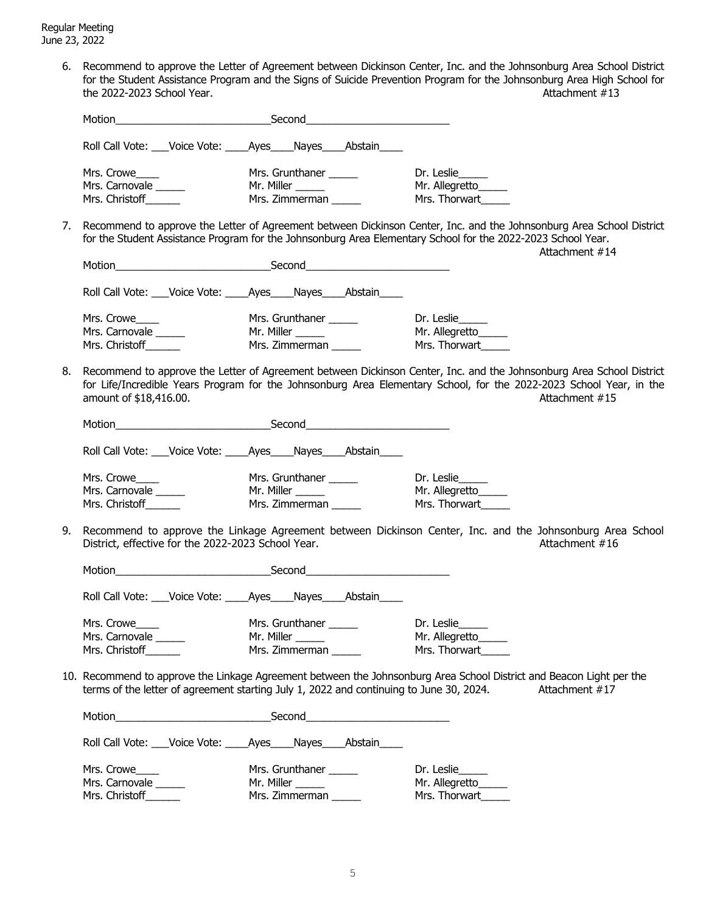6. Recommend to approve the Letter of Agreement between Dickinson Center, Inc. and the Johnsonburg Area School District for the Student Assistance Program and the Signs of Suicide Prevention Program for the Johnsonburg Area High School for the 2022-2023 School Year. Attachment #13

   Motion___________________________Second_________________________

   Roll Call Vote: ___Voice Vote: ____Ayes____Nayes____Abstain____

   | | | |
   |---|---|---|
   | Mrs. Crowe____ | Mrs. Grunthaner _____ | Dr. Leslie_____ |
   | Mrs. Carnovale _____ | Mr. Miller _____ | Mr. Allegretto_____ |
   | Mrs. Christoff______ | Mrs. Zimmerman _____ | Mrs. Thorwart_____ |

7. Recommend to approve the Letter of Agreement between Dickinson Center, Inc. and the Johnsonburg Area School District for the Student Assistance Program for the Johnsonburg Area Elementary School for the 2022-2023 School Year. Attachment #14

   Motion___________________________Second_________________________

   Roll Call Vote: ___Voice Vote: ____Ayes____Nayes____Abstain____

   | | | |
   |---|---|---|
   | Mrs. Crowe____ | Mrs. Grunthaner _____ | Dr. Leslie_____ |
   | Mrs. Carnovale _____ | Mr. Miller _____ | Mr. Allegretto_____ |
   | Mrs. Christoff______ | Mrs. Zimmerman _____ | Mrs. Thorwart_____ |

8. Recommend to approve the Letter of Agreement between Dickinson Center, Inc. and the Johnsonburg Area School District for Life/Incredible Years Program for the Johnsonburg Area Elementary School, for the 2022-2023 School Year, in the amount of $18,416.00. Attachment #15

   Motion___________________________Second_________________________

   Roll Call Vote: ___Voice Vote: ____Ayes____Nayes____Abstain____

   | | | |
   |---|---|---|
   | Mrs. Crowe____ | Mrs. Grunthaner _____ | Dr. Leslie_____ |
   | Mrs. Carnovale _____ | Mr. Miller _____ | Mr. Allegretto_____ |
   | Mrs. Christoff______ | Mrs. Zimmerman _____ | Mrs. Thorwart_____ |

9. Recommend to approve the Linkage Agreement between Dickinson Center, Inc. and the Johnsonburg Area School District, effective for the 2022-2023 School Year. Attachment #16

   Motion___________________________Second_________________________

   Roll Call Vote: ___Voice Vote: ____Ayes____Nayes____Abstain____

   | | | |
   |---|---|---|
   | Mrs. Crowe____ | Mrs. Grunthaner _____ | Dr. Leslie_____ |
   | Mrs. Carnovale _____ | Mr. Miller _____ | Mr. Allegretto_____ |
   | Mrs. Christoff______ | Mrs. Zimmerman _____ | Mrs. Thorwart_____ |

10. Recommend to approve the Linkage Agreement between the Johnsonburg Area School District and Beacon Light per the terms of the letter of agreement starting July 1, 2022 and continuing to June 30, 2024. Attachment #17

    Motion___________________________Second_________________________

    Roll Call Vote: ___Voice Vote: ____Ayes____Nayes____Abstain____

    | | | |
    |---|---|---|
    | Mrs. Crowe____ | Mrs. Grunthaner _____ | Dr. Leslie_____ |
    | Mrs. Carnovale _____ | Mr. Miller _____ | Mr. Allegretto_____ |
    | Mrs. Christoff______ | Mrs. Zimmerman _____ | Mrs. Thorwart_____ |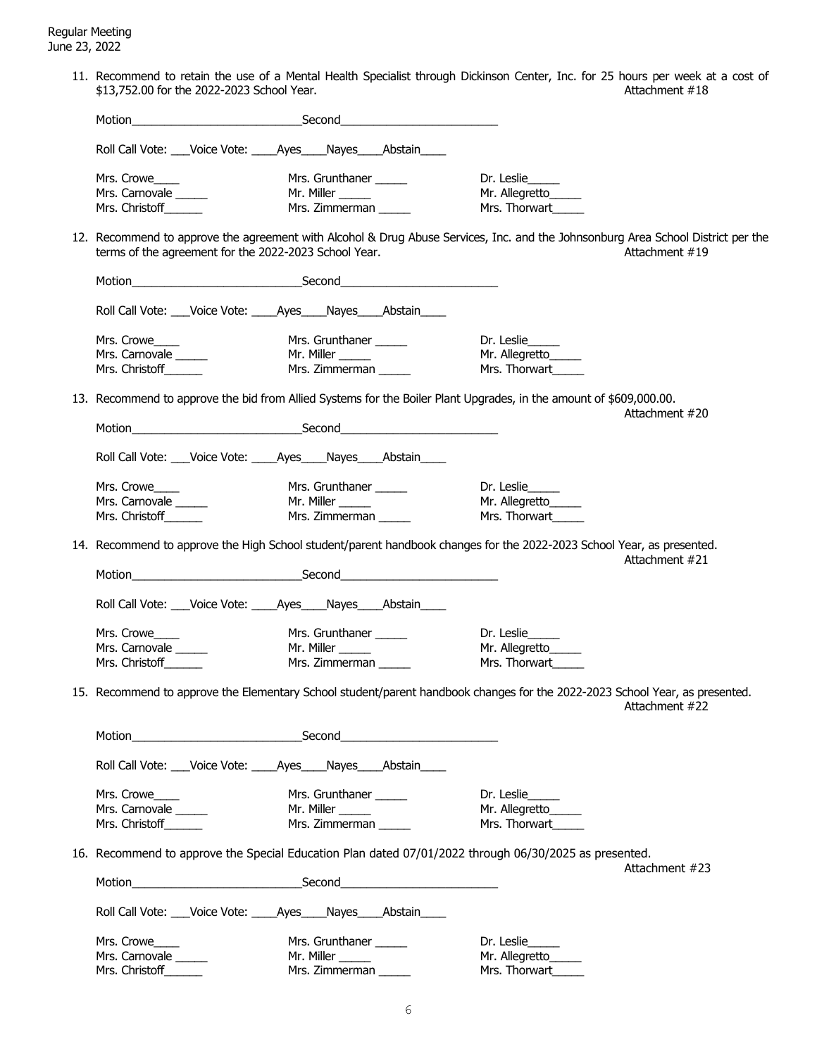11. Recommend to retain the use of a Mental Health Specialist through Dickinson Center, Inc. for 25 hours per week at a cost of $13,752.00 for the 2022-2023 School Year. Attachment #18

    Motion___________________________Second_________________________

    Roll Call Vote: ___Voice Vote: ____Ayes____Nayes____Abstain____

    Mrs. Crowe____ Mrs. Grunthaner _____ Dr. Leslie_____
    Mrs. Carnovale _____ Mr. Miller _____ Mr. Allegretto_____
    Mrs. Christoff______ Mrs. Zimmerman _____ Mrs. Thorwart_____

12. Recommend to approve the agreement with Alcohol & Drug Abuse Services, Inc. and the Johnsonburg Area School District per the terms of the agreement for the 2022-2023 School Year. Attachment #19

    Motion___________________________Second_________________________

    Roll Call Vote: ___Voice Vote: ____Ayes____Nayes____Abstain____

    Mrs. Crowe____ Mrs. Grunthaner _____ Dr. Leslie_____
    Mrs. Carnovale _____ Mr. Miller _____ Mr. Allegretto_____
    Mrs. Christoff______ Mrs. Zimmerman _____ Mrs. Thorwart_____

13. Recommend to approve the bid from Allied Systems for the Boiler Plant Upgrades, in the amount of $609,000.00. Attachment #20

    Motion___________________________Second_________________________

    Roll Call Vote: ___Voice Vote: ____Ayes____Nayes____Abstain____

    Mrs. Crowe____ Mrs. Grunthaner _____ Dr. Leslie_____
    Mrs. Carnovale _____ Mr. Miller _____ Mr. Allegretto_____
    Mrs. Christoff______ Mrs. Zimmerman _____ Mrs. Thorwart_____

14. Recommend to approve the High School student/parent handbook changes for the 2022-2023 School Year, as presented. Attachment #21

    Motion___________________________Second_________________________

    Roll Call Vote: ___Voice Vote: ____Ayes____Nayes____Abstain____

    Mrs. Crowe____ Mrs. Grunthaner _____ Dr. Leslie_____
    Mrs. Carnovale _____ Mr. Miller _____ Mr. Allegretto_____
    Mrs. Christoff______ Mrs. Zimmerman _____ Mrs. Thorwart_____

15. Recommend to approve the Elementary School student/parent handbook changes for the 2022-2023 School Year, as presented. Attachment #22

    Motion___________________________Second_________________________

    Roll Call Vote: ___Voice Vote: ____Ayes____Nayes____Abstain____

    Mrs. Crowe____ Mrs. Grunthaner _____ Dr. Leslie_____
    Mrs. Carnovale _____ Mr. Miller _____ Mr. Allegretto_____
    Mrs. Christoff______ Mrs. Zimmerman _____ Mrs. Thorwart_____

16. Recommend to approve the Special Education Plan dated 07/01/2022 through 06/30/2025 as presented. Attachment #23

    Motion___________________________Second_________________________

    Roll Call Vote: ___Voice Vote: ____Ayes____Nayes____Abstain____

    Mrs. Crowe____ Mrs. Grunthaner _____ Dr. Leslie_____
    Mrs. Carnovale _____ Mr. Miller _____ Mr. Allegretto_____
    Mrs. Christoff______ Mrs. Zimmerman _____ Mrs. Thorwart_____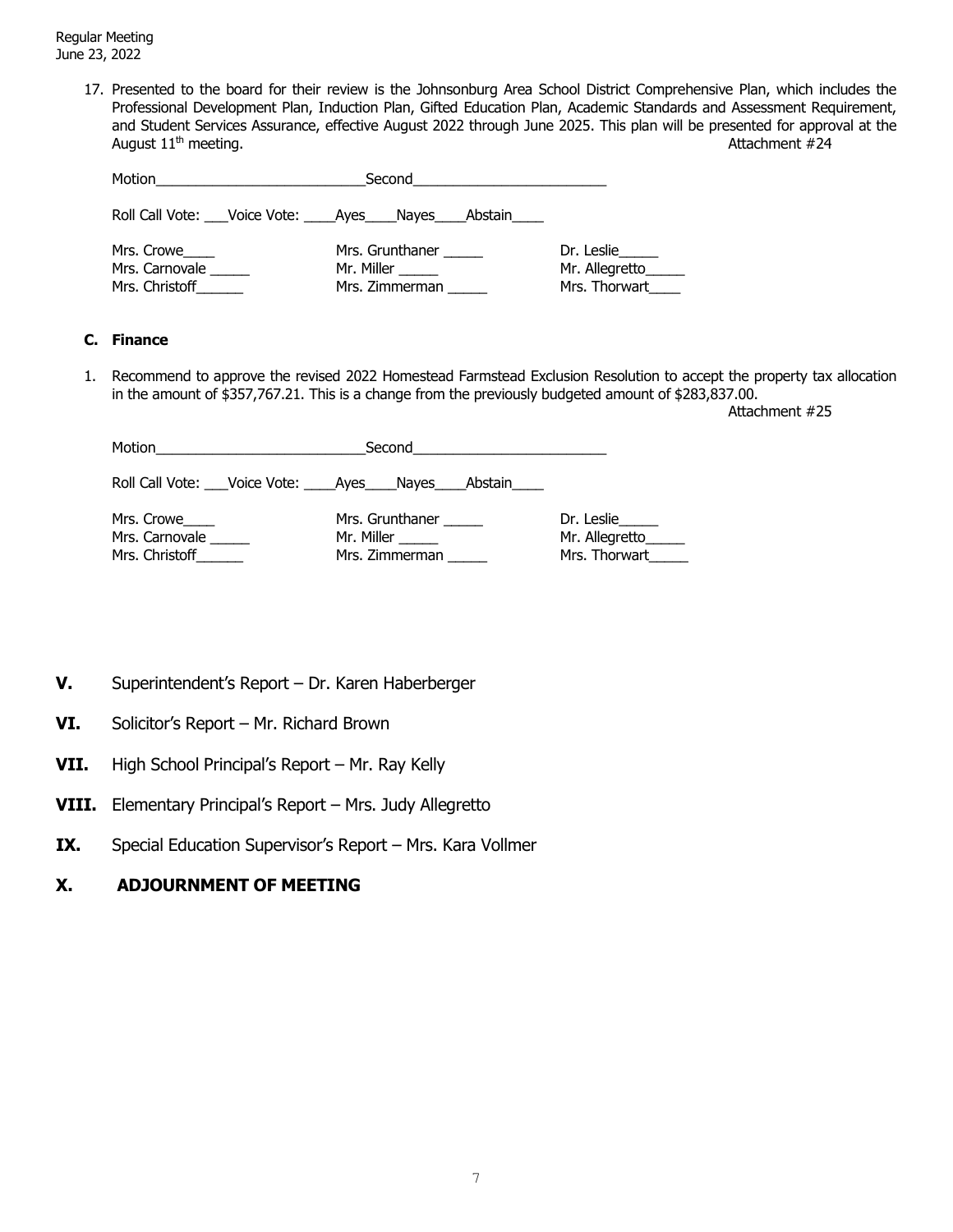17. Presented to the board for their review is the Johnsonburg Area School District Comprehensive Plan, which includes the Professional Development Plan, Induction Plan, Gifted Education Plan, Academic Standards and Assessment Requirement, and Student Services Assurance, effective August 2022 through June 2025. This plan will be presented for approval at the August 11th meeting. Attachment #24

Motion___________________________Second_________________________

Roll Call Vote: ___Voice Vote: ____Ayes____Nayes____Abstain____

| | | |
|---|---|---|
| Mrs. Crowe____ | Mrs. Grunthaner _____ | Dr. Leslie_____ |
| Mrs. Carnovale _____ | Mr. Miller _____ | Mr. Allegretto_____ |
| Mrs. Christoff______ | Mrs. Zimmerman _____ | Mrs. Thorwart____ |

### C. Finance

1. Recommend to approve the revised 2022 Homestead Farmstead Exclusion Resolution to accept the property tax allocation in the amount of $357,767.21. This is a change from the previously budgeted amount of $283,837.00. Attachment #25

Motion___________________________Second_________________________

Roll Call Vote: ___Voice Vote: ____Ayes____Nayes____Abstain____

| | | |
|---|---|---|
| Mrs. Crowe____ | Mrs. Grunthaner _____ | Dr. Leslie_____ |
| Mrs. Carnovale _____ | Mr. Miller _____ | Mr. Allegretto_____ |
| Mrs. Christoff______ | Mrs. Zimmerman _____ | Mrs. Thorwart_____ |

**V.** Superintendent's Report – Dr. Karen Haberberger

**VI.** Solicitor's Report – Mr. Richard Brown

**VII.** High School Principal's Report – Mr. Ray Kelly

**VIII.** Elementary Principal's Report – Mrs. Judy Allegretto

**IX.** Special Education Supervisor's Report – Mrs. Kara Vollmer

## X. ADJOURNMENT OF MEETING